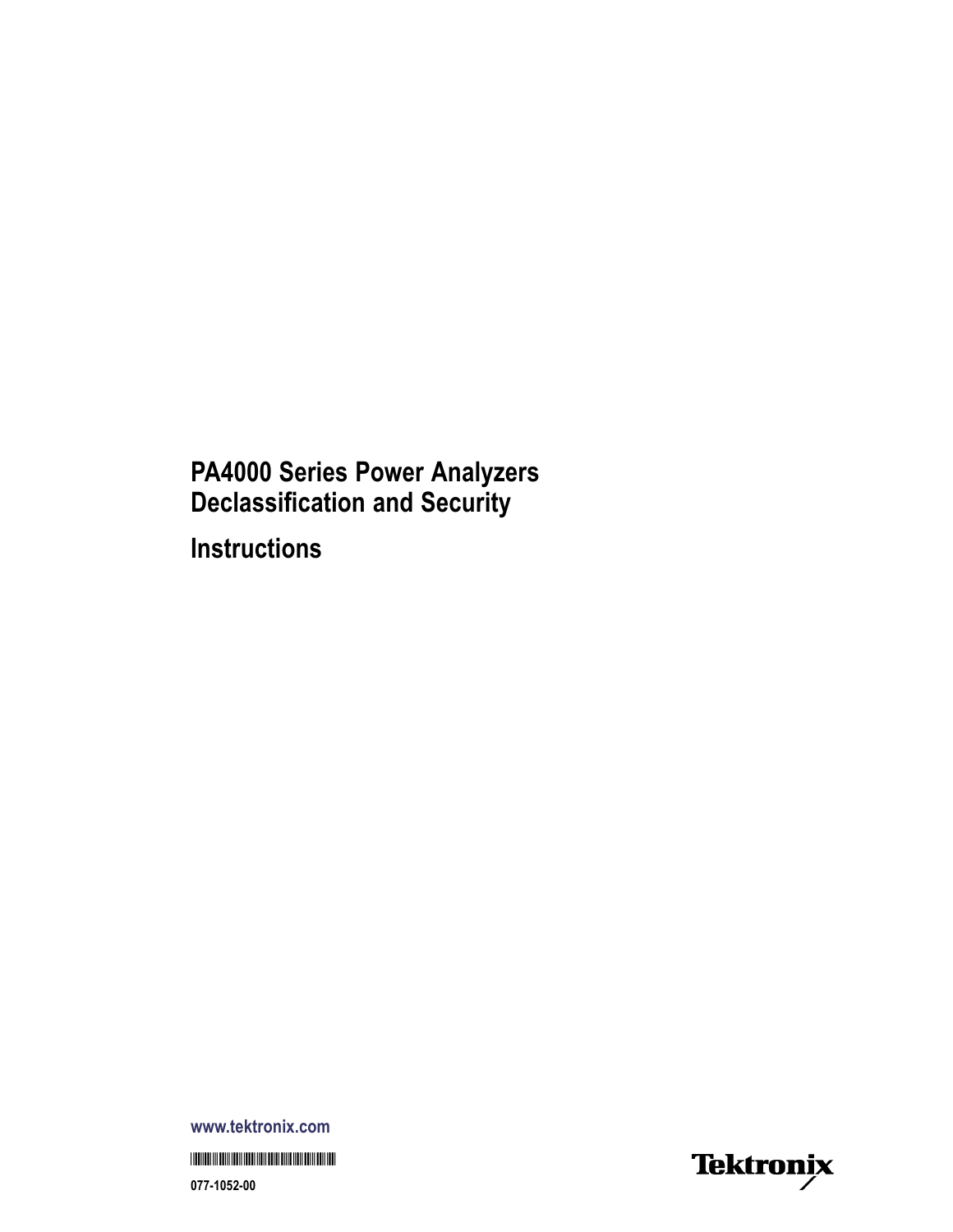# PA4000 Series Power Analyzers Declassification and Security

# Instructions

www.tektronix.com

077-1052-00

Tektronix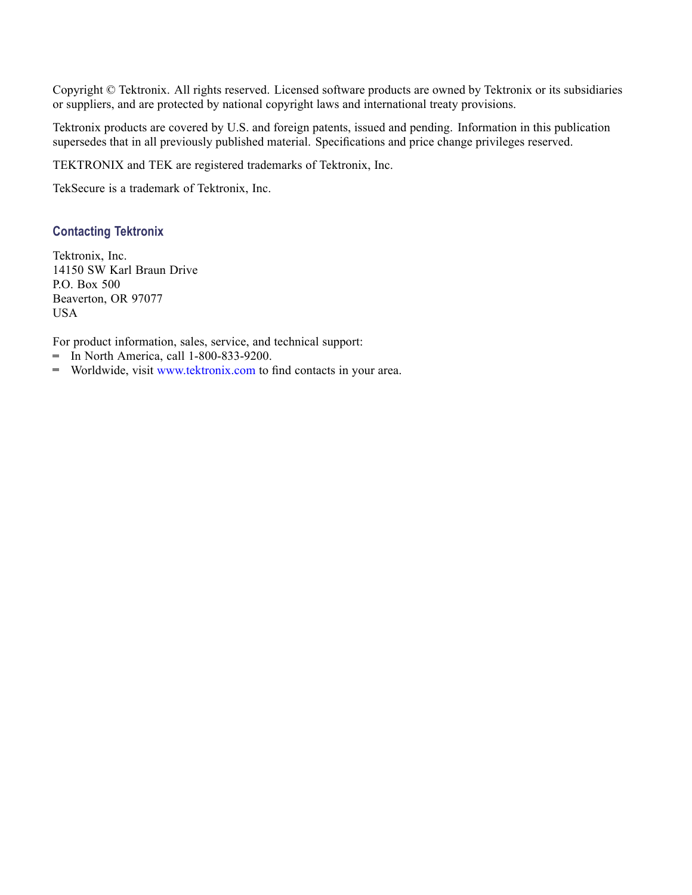Copyright © Tektronix. All rights reserved. Licensed software products are owned by Tektronix or its subsidiaries or suppliers, and are protected by national copyright laws and international treaty provisions.

Tektronix products are covered by U.S. and foreign patents, issued and pending. Information in this publication supersedes that in all previously published material. Specifications and price change privileges reserved.

TEKTRONIX and TEK are registered trademarks of Tektronix, Inc.

TekSecure is a trademark of Tektronix, Inc.

## Contacting Tektronix

Tektronix, Inc.
14150 SW Karl Braun Drive
P.O. Box 500
Beaverton, OR 97077
USA

For product information, sales, service, and technical support:

- In North America, call 1-800-833-9200.
- Worldwide, visit www.tektronix.com to find contacts in your area.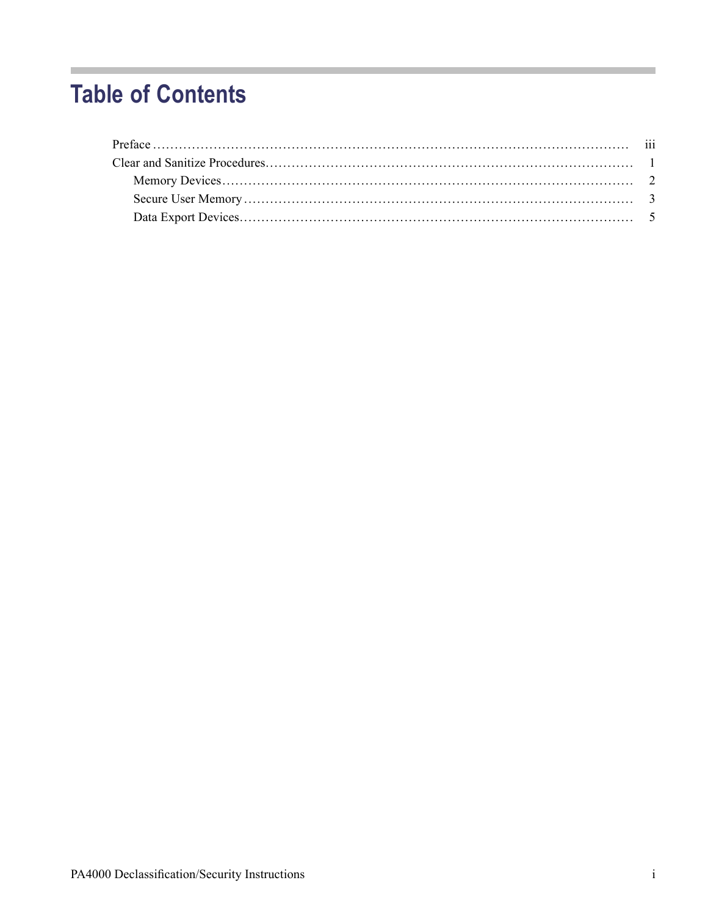# Table of Contents

| | |
|---|---|
| Preface | iii |
| Clear and Sanitize Procedures | 1 |
| Memory Devices | 2 |
| Secure User Memory | 3 |
| Data Export Devices | 5 |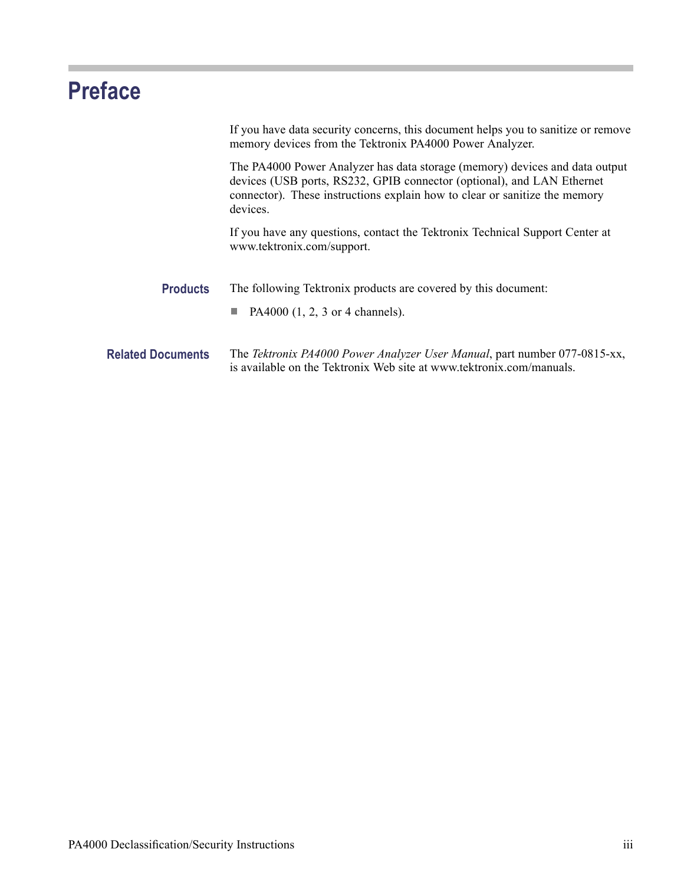# Preface

If you have data security concerns, this document helps you to sanitize or remove memory devices from the Tektronix PA4000 Power Analyzer.

The PA4000 Power Analyzer has data storage (memory) devices and data output devices (USB ports, RS232, GPIB connector (optional), and LAN Ethernet connector). These instructions explain how to clear or sanitize the memory devices.

If you have any questions, contact the Tektronix Technical Support Center at www.tektronix.com/support.

## Products

The following Tektronix products are covered by this document:

- PA4000 (1, 2, 3 or 4 channels).

## Related Documents

The *Tektronix PA4000 Power Analyzer User Manual*, part number 077-0815-xx, is available on the Tektronix Web site at www.tektronix.com/manuals.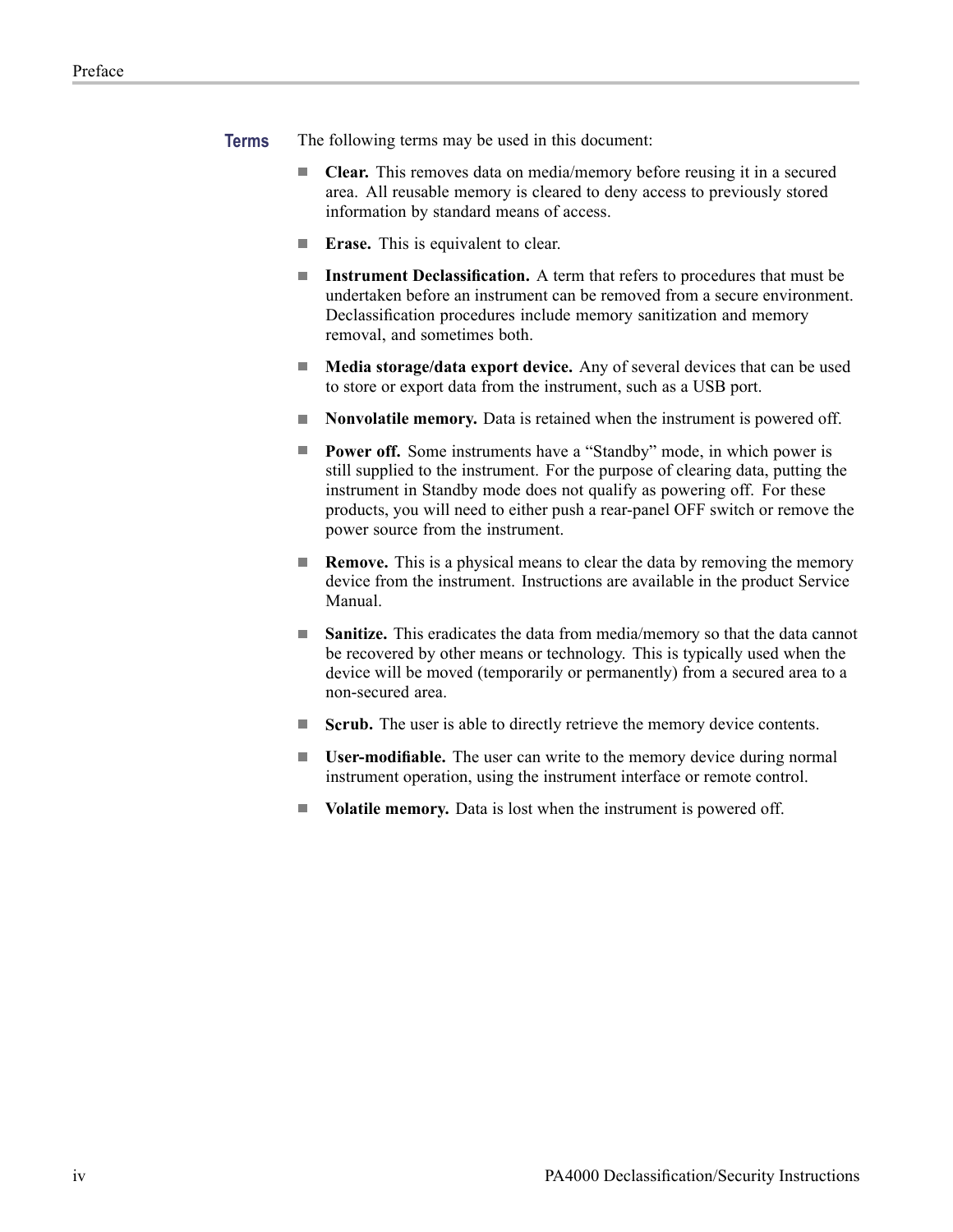## Terms

The following terms may be used in this document:

- **Clear.** This removes data on media/memory before reusing it in a secured area. All reusable memory is cleared to deny access to previously stored information by standard means of access.
- **Erase.** This is equivalent to clear.
- **Instrument Declassification.** A term that refers to procedures that must be undertaken before an instrument can be removed from a secure environment. Declassification procedures include memory sanitization and memory removal, and sometimes both.
- **Media storage/data export device.** Any of several devices that can be used to store or export data from the instrument, such as a USB port.
- **Nonvolatile memory.** Data is retained when the instrument is powered off.
- **Power off.** Some instruments have a "Standby" mode, in which power is still supplied to the instrument. For the purpose of clearing data, putting the instrument in Standby mode does not qualify as powering off. For these products, you will need to either push a rear-panel OFF switch or remove the power source from the instrument.
- **Remove.** This is a physical means to clear the data by removing the memory device from the instrument. Instructions are available in the product Service Manual.
- **Sanitize.** This eradicates the data from media/memory so that the data cannot be recovered by other means or technology. This is typically used when the device will be moved (temporarily or permanently) from a secured area to a non-secured area.
- **Scrub.** The user is able to directly retrieve the memory device contents.
- **User-modifiable.** The user can write to the memory device during normal instrument operation, using the instrument interface or remote control.
- **Volatile memory.** Data is lost when the instrument is powered off.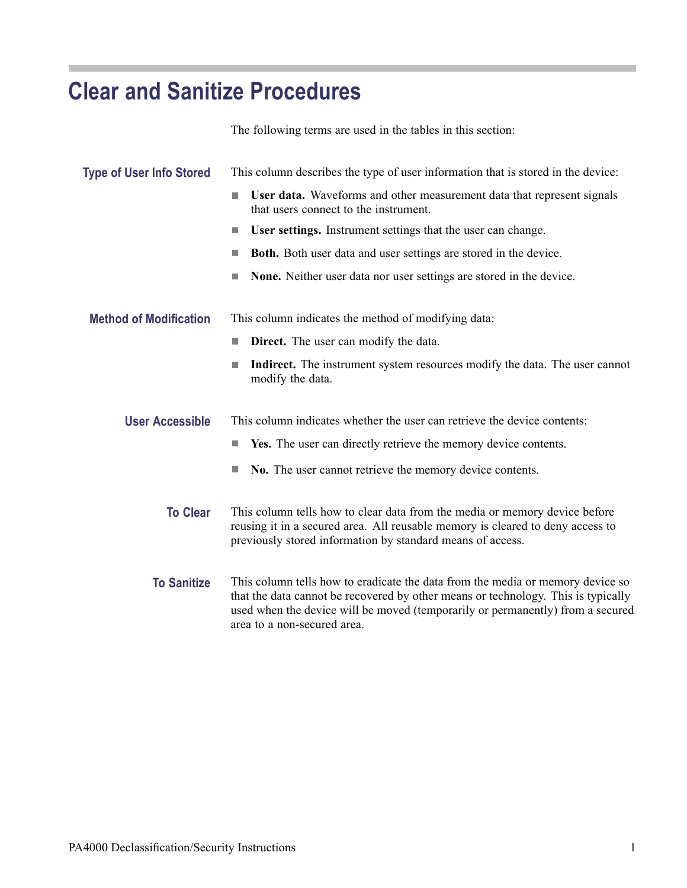# Clear and Sanitize Procedures

The following terms are used in the tables in this section:

### Type of User Info Stored

This column describes the type of user information that is stored in the device:

- **User data.** Waveforms and other measurement data that represent signals that users connect to the instrument.
- **User settings.** Instrument settings that the user can change.
- **Both.** Both user data and user settings are stored in the device.
- **None.** Neither user data nor user settings are stored in the device.

### Method of Modification

This column indicates the method of modifying data:

- **Direct.** The user can modify the data.
- **Indirect.** The instrument system resources modify the data. The user cannot modify the data.

### User Accessible

This column indicates whether the user can retrieve the device contents:

- **Yes.** The user can directly retrieve the memory device contents.
- **No.** The user cannot retrieve the memory device contents.

### To Clear

This column tells how to clear data from the media or memory device before reusing it in a secured area. All reusable memory is cleared to deny access to previously stored information by standard means of access.

### To Sanitize

This column tells how to eradicate the data from the media or memory device so that the data cannot be recovered by other means or technology. This is typically used when the device will be moved (temporarily or permanently) from a secured area to a non-secured area.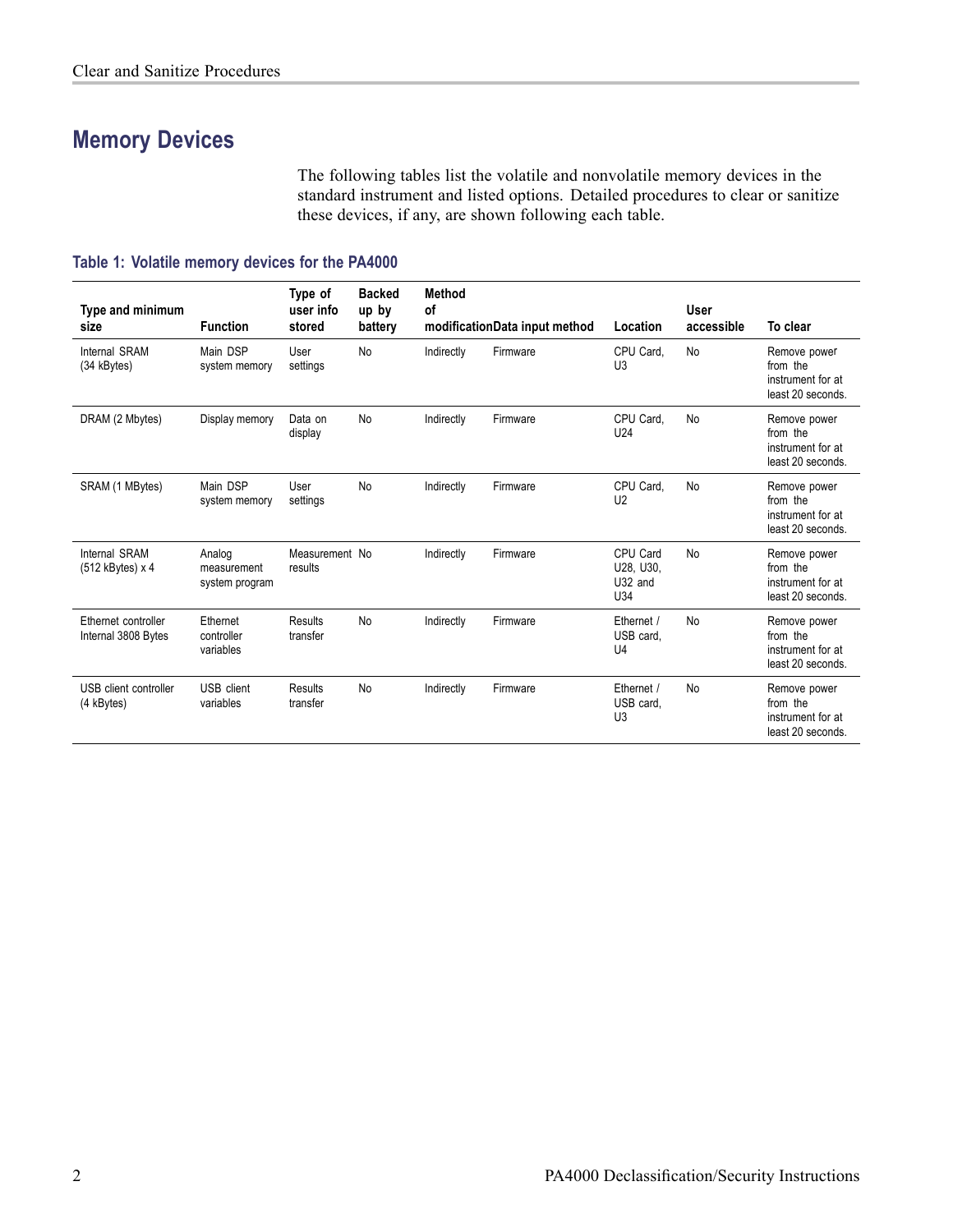## Memory Devices

The following tables list the volatile and nonvolatile memory devices in the standard instrument and listed options. Detailed procedures to clear or sanitize these devices, if any, are shown following each table.

**Table 1: Volatile memory devices for the PA4000**

| Type and minimum size | Function | Type of user info stored | Backed up by battery | Method of modification | Data input method | Location | User accessible | To clear |
|---|---|---|---|---|---|---|---|---|
| Internal SRAM (34 kBytes) | Main DSP system memory | User settings | No | Indirectly | Firmware | CPU Card, U3 | No | Remove power from the instrument for at least 20 seconds. |
| DRAM (2 Mbytes) | Display memory | Data on display | No | Indirectly | Firmware | CPU Card, U24 | No | Remove power from the instrument for at least 20 seconds. |
| SRAM (1 MBytes) | Main DSP system memory | User settings | No | Indirectly | Firmware | CPU Card, U2 | No | Remove power from the instrument for at least 20 seconds. |
| Internal SRAM (512 kBytes) x 4 | Analog measurement system program | Measurement results | No | Indirectly | Firmware | CPU Card U28, U30, U32 and U34 | No | Remove power from the instrument for at least 20 seconds. |
| Ethernet controller Internal 3808 Bytes | Ethernet controller variables | Results transfer | No | Indirectly | Firmware | Ethernet / USB card, U4 | No | Remove power from the instrument for at least 20 seconds. |
| USB client controller (4 kBytes) | USB client variables | Results transfer | No | Indirectly | Firmware | Ethernet / USB card, U3 | No | Remove power from the instrument for at least 20 seconds. |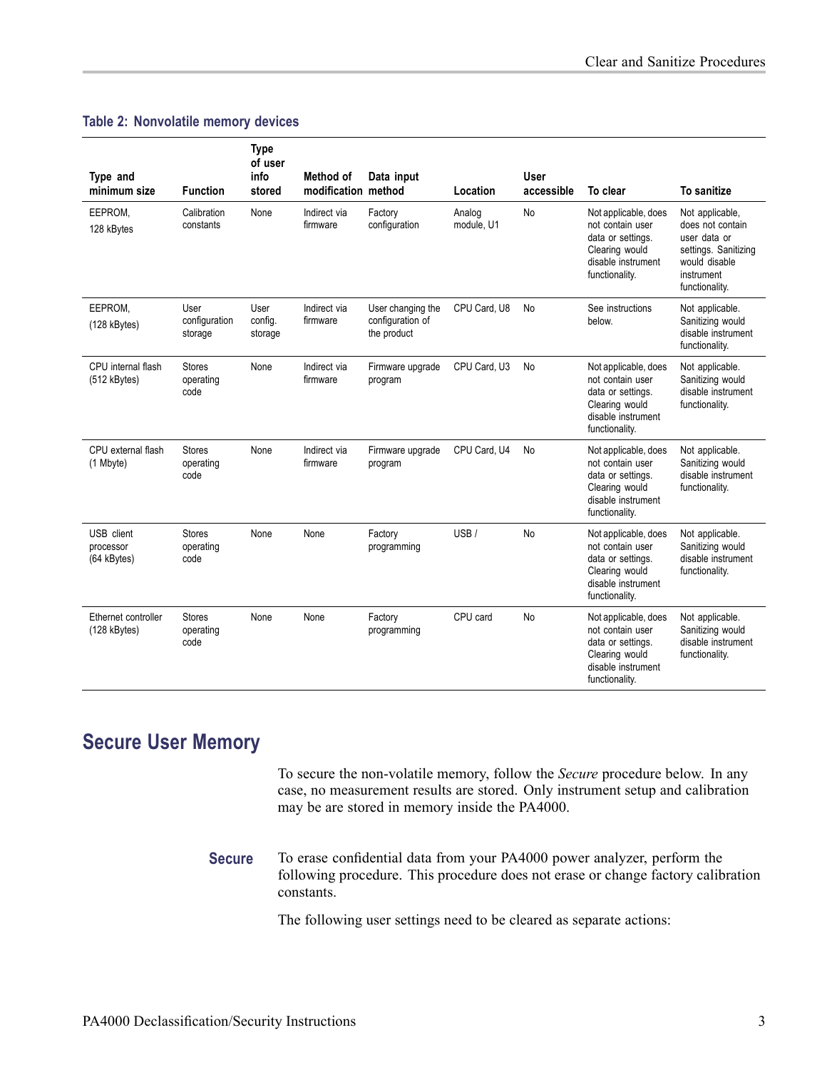**Table 2: Nonvolatile memory devices**

| Type and minimum size | Function | Type of user info stored | Method of modification | Data input method | Location | User accessible | To clear | To sanitize |
|---|---|---|---|---|---|---|---|---|
| EEPROM, 128 kBytes | Calibration constants | None | Indirect via firmware | Factory configuration | Analog module, U1 | No | Not applicable, does not contain user data or settings. Clearing would disable instrument functionality. | Not applicable, does not contain user data or settings. Sanitizing would disable instrument functionality. |
| EEPROM, (128 kBytes) | User configuration storage | User config. storage | Indirect via firmware | User changing the configuration of the product | CPU Card, U8 | No | See instructions below. | Not applicable. Sanitizing would disable instrument functionality. |
| CPU internal flash (512 kBytes) | Stores operating code | None | Indirect via firmware | Firmware upgrade program | CPU Card, U3 | No | Not applicable, does not contain user data or settings. Clearing would disable instrument functionality. | Not applicable. Sanitizing would disable instrument functionality. |
| CPU external flash (1 Mbyte) | Stores operating code | None | Indirect via firmware | Firmware upgrade program | CPU Card, U4 | No | Not applicable, does not contain user data or settings. Clearing would disable instrument functionality. | Not applicable. Sanitizing would disable instrument functionality. |
| USB client processor (64 kBytes) | Stores operating code | None | None | Factory programming | USB / | No | Not applicable, does not contain user data or settings. Clearing would disable instrument functionality. | Not applicable. Sanitizing would disable instrument functionality. |
| Ethernet controller (128 kBytes) | Stores operating code | None | None | Factory programming | CPU card | No | Not applicable, does not contain user data or settings. Clearing would disable instrument functionality. | Not applicable. Sanitizing would disable instrument functionality. |

## Secure User Memory

To secure the non-volatile memory, follow the *Secure* procedure below. In any case, no measurement results are stored. Only instrument setup and calibration may be are stored in memory inside the PA4000.

### Secure

To erase confidential data from your PA4000 power analyzer, perform the following procedure. This procedure does not erase or change factory calibration constants.

The following user settings need to be cleared as separate actions: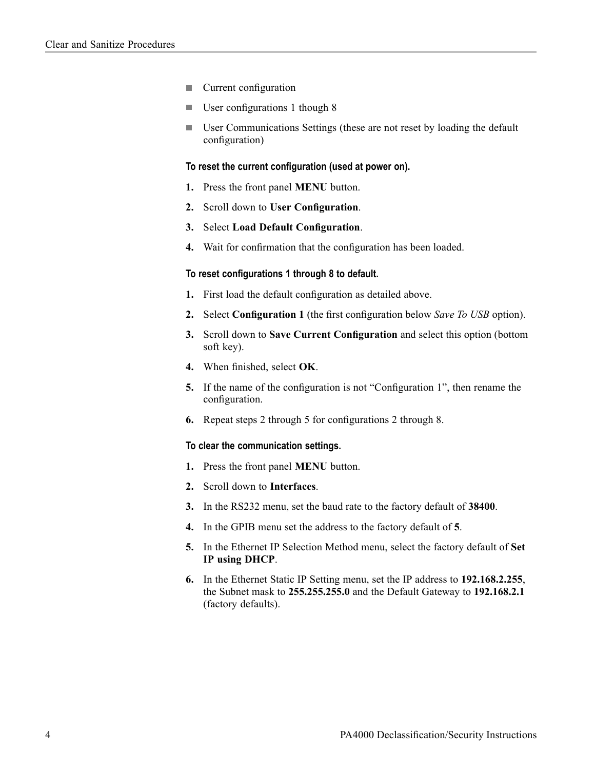- Current configuration
- User configurations 1 though 8
- User Communications Settings (these are not reset by loading the default configuration)

#### To reset the current configuration (used at power on).

1. Press the front panel **MENU** button.
2. Scroll down to **User Configuration**.
3. Select **Load Default Configuration**.
4. Wait for confirmation that the configuration has been loaded.

#### To reset configurations 1 through 8 to default.

1. First load the default configuration as detailed above.
2. Select **Configuration 1** (the first configuration below *Save To USB* option).
3. Scroll down to **Save Current Configuration** and select this option (bottom soft key).
4. When finished, select **OK**.
5. If the name of the configuration is not "Configuration 1", then rename the configuration.
6. Repeat steps 2 through 5 for configurations 2 through 8.

#### To clear the communication settings.

1. Press the front panel **MENU** button.
2. Scroll down to **Interfaces**.
3. In the RS232 menu, set the baud rate to the factory default of **38400**.
4. In the GPIB menu set the address to the factory default of **5**.
5. In the Ethernet IP Selection Method menu, select the factory default of **Set IP using DHCP**.
6. In the Ethernet Static IP Setting menu, set the IP address to **192.168.2.255**, the Subnet mask to **255.255.255.0** and the Default Gateway to **192.168.2.1** (factory defaults).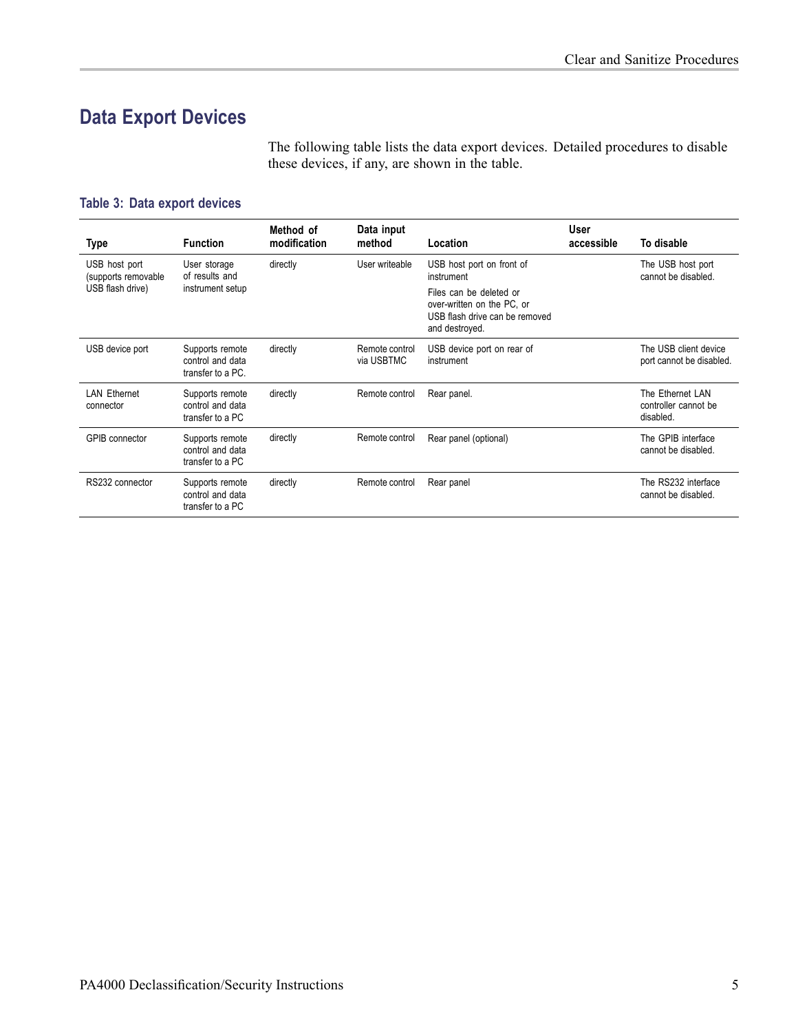## Data Export Devices

The following table lists the data export devices. Detailed procedures to disable these devices, if any, are shown in the table.

**Table 3: Data export devices**

| Type | Function | Method of modification | Data input method | Location | User accessible | To disable |
|---|---|---|---|---|---|---|
| USB host port (supports removable USB flash drive) | User storage of results and instrument setup | directly | User writeable | USB host port on front of instrument<br>Files can be deleted or over-written on the PC, or USB flash drive can be removed and destroyed. | | The USB host port cannot be disabled. |
| USB device port | Supports remote control and data transfer to a PC. | directly | Remote control via USBTMC | USB device port on rear of instrument | | The USB client device port cannot be disabled. |
| LAN Ethernet connector | Supports remote control and data transfer to a PC | directly | Remote control | Rear panel. | | The Ethernet LAN controller cannot be disabled. |
| GPIB connector | Supports remote control and data transfer to a PC | directly | Remote control | Rear panel (optional) | | The GPIB interface cannot be disabled. |
| RS232 connector | Supports remote control and data transfer to a PC | directly | Remote control | Rear panel | | The RS232 interface cannot be disabled. |